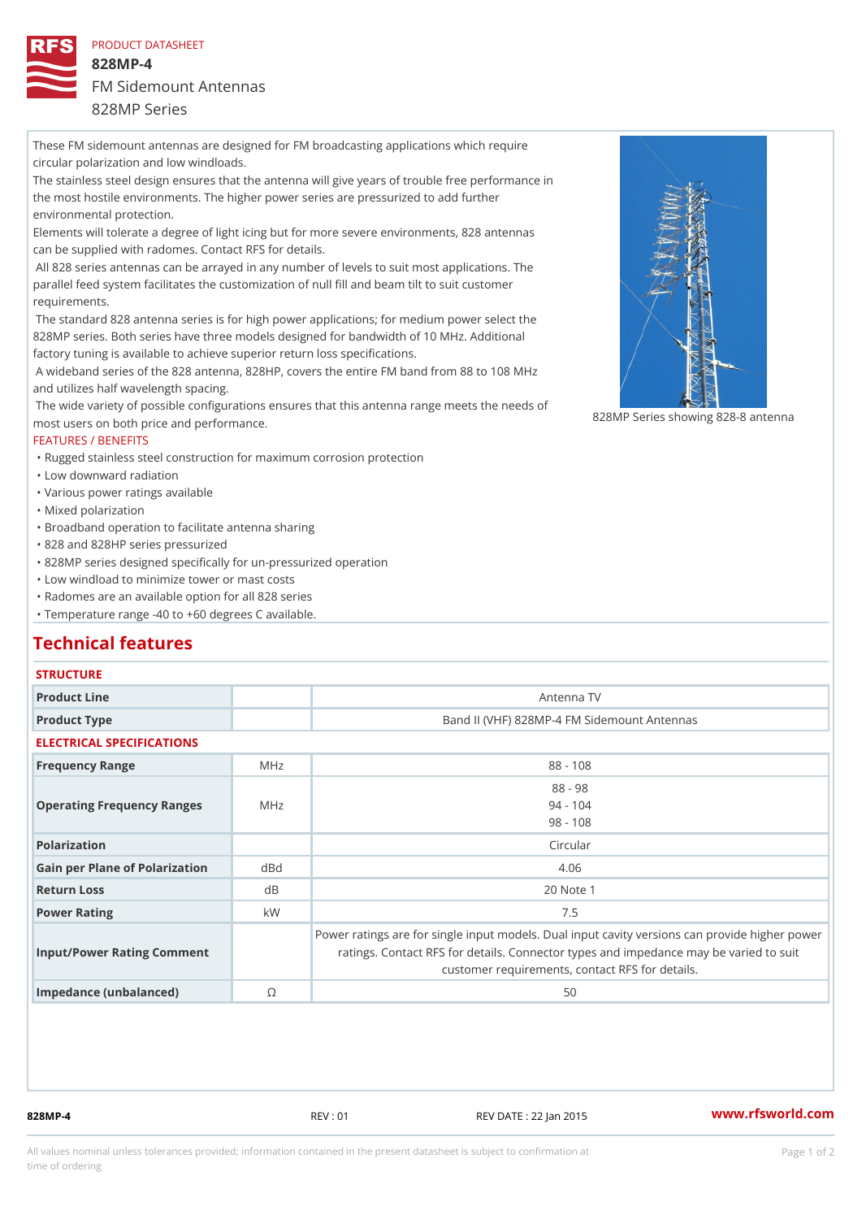PRODUCT DATASHEET

# 828MP-4

## FM Sidemount Antennas

## 828MP Series

These FM sidemount antennas are designed for FM broadcasting applications which require circular polarization and low windloads.

The stainless steel design ensures that the antenna will give years of trouble free performance in the most hostile environments. The higher power series are pressurized to add further environmental protection.

Elements will tolerate a degree of light icing but for more severe environments, 828 antennas can be supplied with radomes. Contact RFS for details.

All 828 series antennas can be arrayed in any number of levels to suit most applications. The parallel feed system facilitates the customization of null fill and beam tilt to suit customer requirements.

The standard 828 antenna series is for high power applications; for medium power select the 828MP series. Both series have three models designed for bandwidth of 10 MHz. Additional factory tuning is available to achieve superior return loss specifications.

A wideband series of the 828 antenna, 828HP, covers the entire FM band from 88 to 108 MHz and utilizes half wavelength spacing.

The wide variety of possible configurations ensures that this antenna range meets the needs of most users on both price and performance.

828MP Series showing 828-8 antenna

### FEATURES / BENEFITS

- Rugged stainless steel construction for maximum corrosion protection
- Low downward radiation
- Various power ratings available
- Mixed polarization
- Broadband operation to facilitate antenna sharing
- 828 and 828HP series pressurized
- 828MP series designed specifically for un-pressurized operation
- Low windload to minimize tower or mast costs
- Radomes are an available option for all 828 series
- Temperature range -40 to +60 degrees C available.

## Technical features

### STRUCTURE

| | | |
|---|---|---|
| Product Line | | Antenna TV |
| Product Type | | Band II (VHF) 828MP-4 FM Sidemount Antennas |

### ELECTRICAL SPECIFICATIONS

| | | |
|---|---|---|
| Frequency Range | MHz | 88 - 108 |
| Operating Frequency Ranges | MHz | 88 - 98<br>94 - 104<br>98 - 108 |
| Polarization | | Circular |
| Gain per Plane of Polarization | dBd | 4.06 |
| Return Loss | dB | 20 Note 1 |
| Power Rating | kW | 7.5 |
| Input/Power Rating Comment | | Power ratings are for single input models. Dual input cavity versions can provide higher power ratings. Contact RFS for details. Connector types and impedance may be varied to suit customer requirements, contact RFS for details. |
| Impedance (unbalanced) | Ω | 50 |

828MP-4 REV : 01 REV DATE : 22 Jan 2015 www.rfsworld.com

All values nominal unless tolerances provided; information contained in the present datasheet is subject to confirmation at time of ordering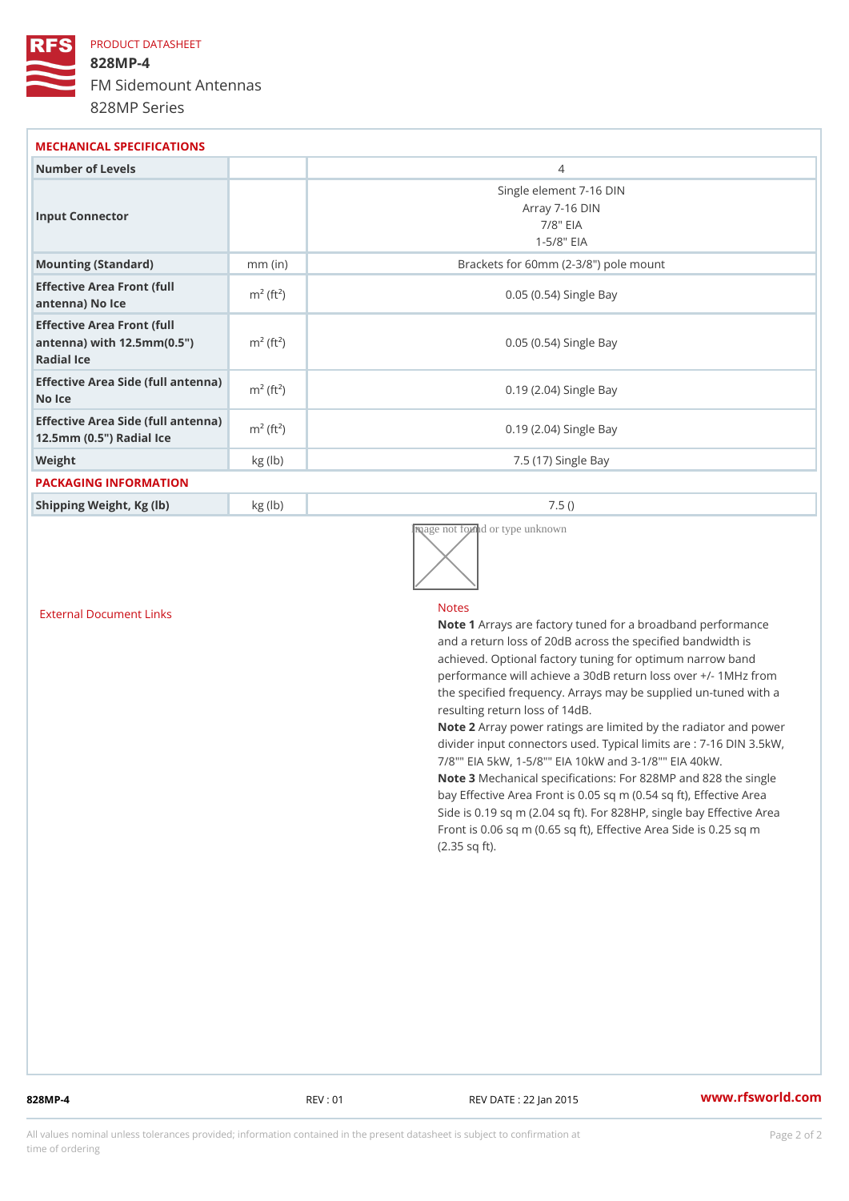PRODUCT DATASHEET

828MP-4

FM Sidemount Antennas

828MP Series

## MECHANICAL SPECIFICATIONS

| | | |
|---|---|---|
| Number of Levels | | 4 |
| Input Connector | | Single element 7-16 DIN<br>Array 7-16 DIN<br>7/8" EIA<br>1-5/8" EIA |
| Mounting (Standard) | mm (in) | Brackets for 60mm (2-3/8") pole mount |
| Effective Area Front (full antenna) No Ice | $m^2$ ($ft^2$) | 0.05 (0.54) Single Bay |
| Effective Area Front (full antenna) with 12.5mm(0.5") Radial Ice | $m^2$ ($ft^2$) | 0.05 (0.54) Single Bay |
| Effective Area Side (full antenna) No Ice | $m^2$ ($ft^2$) | 0.19 (2.04) Single Bay |
| Effective Area Side (full antenna) 12.5mm (0.5") Radial Ice | $m^2$ ($ft^2$) | 0.19 (2.04) Single Bay |
| Weight | kg (lb) | 7.5 (17) Single Bay |

## PACKAGING INFORMATION

| | | |
|---|---|---|
| Shipping Weight, Kg (lb) | kg (lb) | 7.5 () |

Image not found or type unknown

External Document Links

Notes

**Note 1** Arrays are factory tuned for a broadband performance and a return loss of 20dB across the specified bandwidth is achieved. Optional factory tuning for optimum narrow band performance will achieve a 30dB return loss over +/- 1MHz from the specified frequency. Arrays may be supplied un-tuned with a resulting return loss of 14dB.

**Note 2** Array power ratings are limited by the radiator and power divider input connectors used. Typical limits are : 7-16 DIN 3.5kW, 7/8"" EIA 5kW, 1-5/8"" EIA 10kW and 3-1/8"" EIA 40kW.

**Note 3** Mechanical specifications: For 828MP and 828 the single bay Effective Area Front is 0.05 sq m (0.54 sq ft), Effective Area Side is 0.19 sq m (2.04 sq ft). For 828HP, single bay Effective Area Front is 0.06 sq m (0.65 sq ft), Effective Area Side is 0.25 sq m (2.35 sq ft).

828MP-4 REV : 01 REV DATE : 22 Jan 2015 www.rfsworld.com

All values nominal unless tolerances provided; information contained in the present datasheet is subject to confirmation at time of ordering